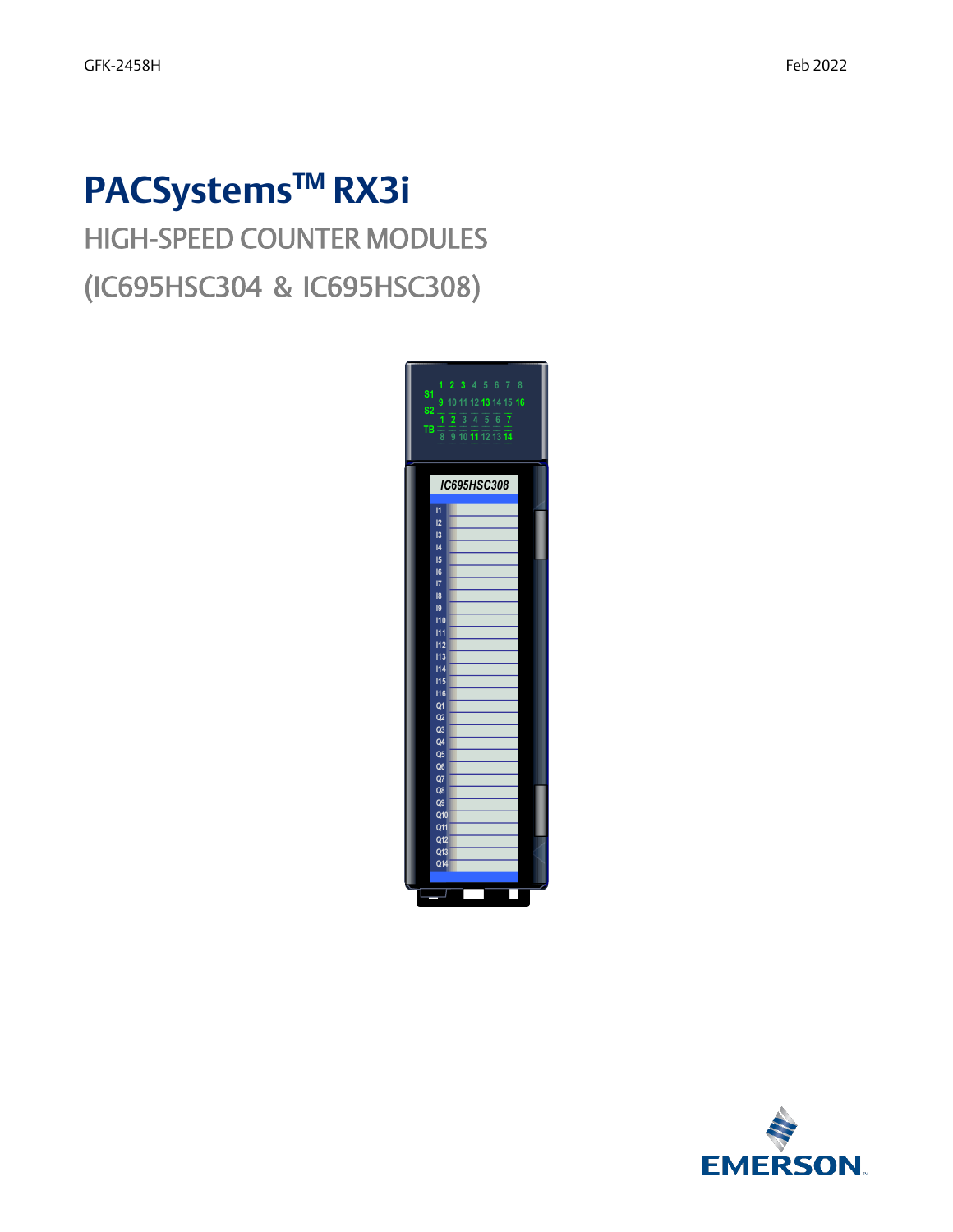GFK-2458H

Feb 2022

# PACSystems™ RX3i

## HIGH-SPEED COUNTER MODULES

## (IC695HSC304 & IC695HSC308)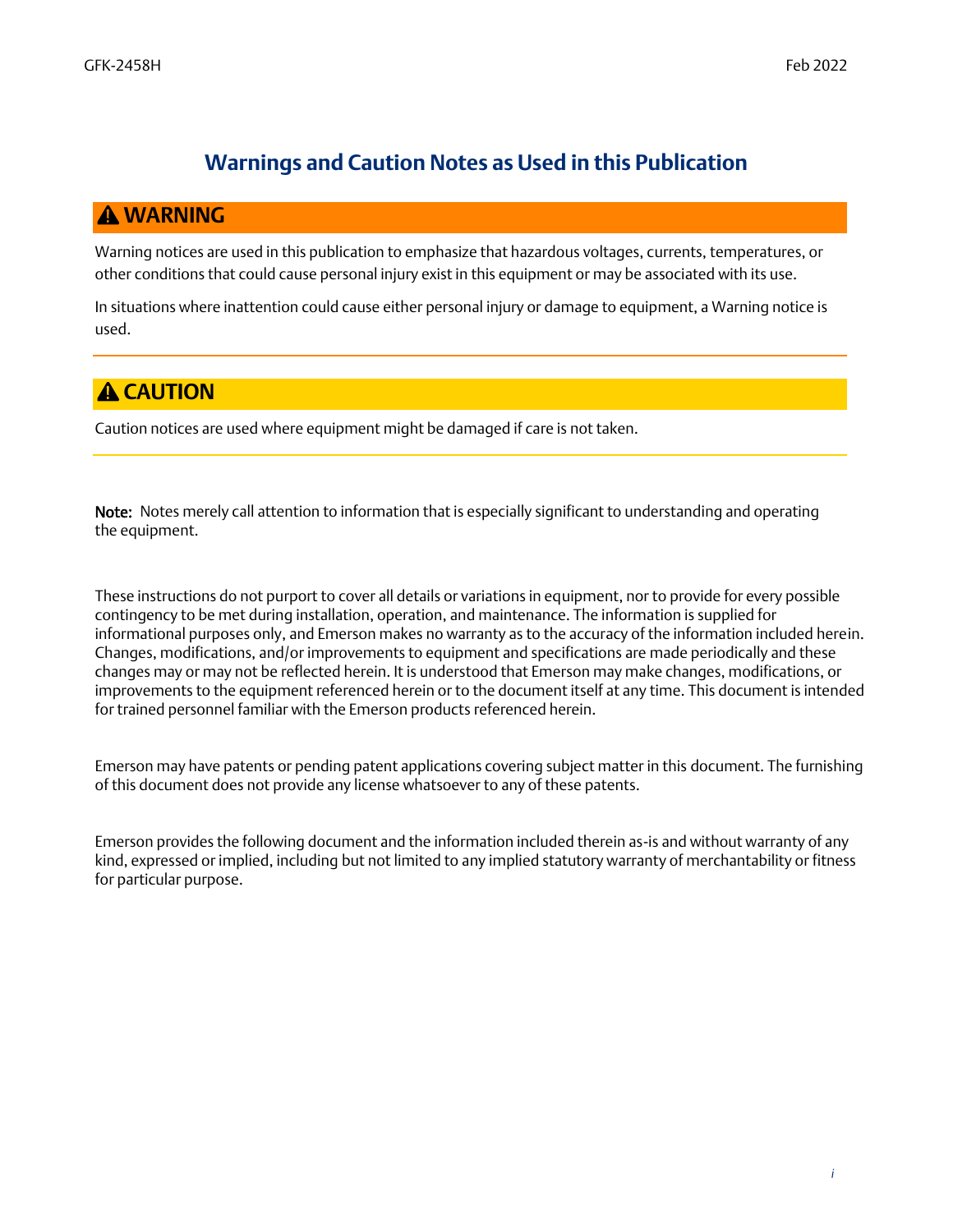# Warnings and Caution Notes as Used in this Publication

## ⚠ WARNING

Warning notices are used in this publication to emphasize that hazardous voltages, currents, temperatures, or other conditions that could cause personal injury exist in this equipment or may be associated with its use.

In situations where inattention could cause either personal injury or damage to equipment, a Warning notice is used.

## ⚠ CAUTION

Caution notices are used where equipment might be damaged if care is not taken.

**Note:** Notes merely call attention to information that is especially significant to understanding and operating the equipment.

These instructions do not purport to cover all details or variations in equipment, nor to provide for every possible contingency to be met during installation, operation, and maintenance. The information is supplied for informational purposes only, and Emerson makes no warranty as to the accuracy of the information included herein. Changes, modifications, and/or improvements to equipment and specifications are made periodically and these changes may or may not be reflected herein. It is understood that Emerson may make changes, modifications, or improvements to the equipment referenced herein or to the document itself at any time. This document is intended for trained personnel familiar with the Emerson products referenced herein.

Emerson may have patents or pending patent applications covering subject matter in this document. The furnishing of this document does not provide any license whatsoever to any of these patents.

Emerson provides the following document and the information included therein as-is and without warranty of any kind, expressed or implied, including but not limited to any implied statutory warranty of merchantability or fitness for particular purpose.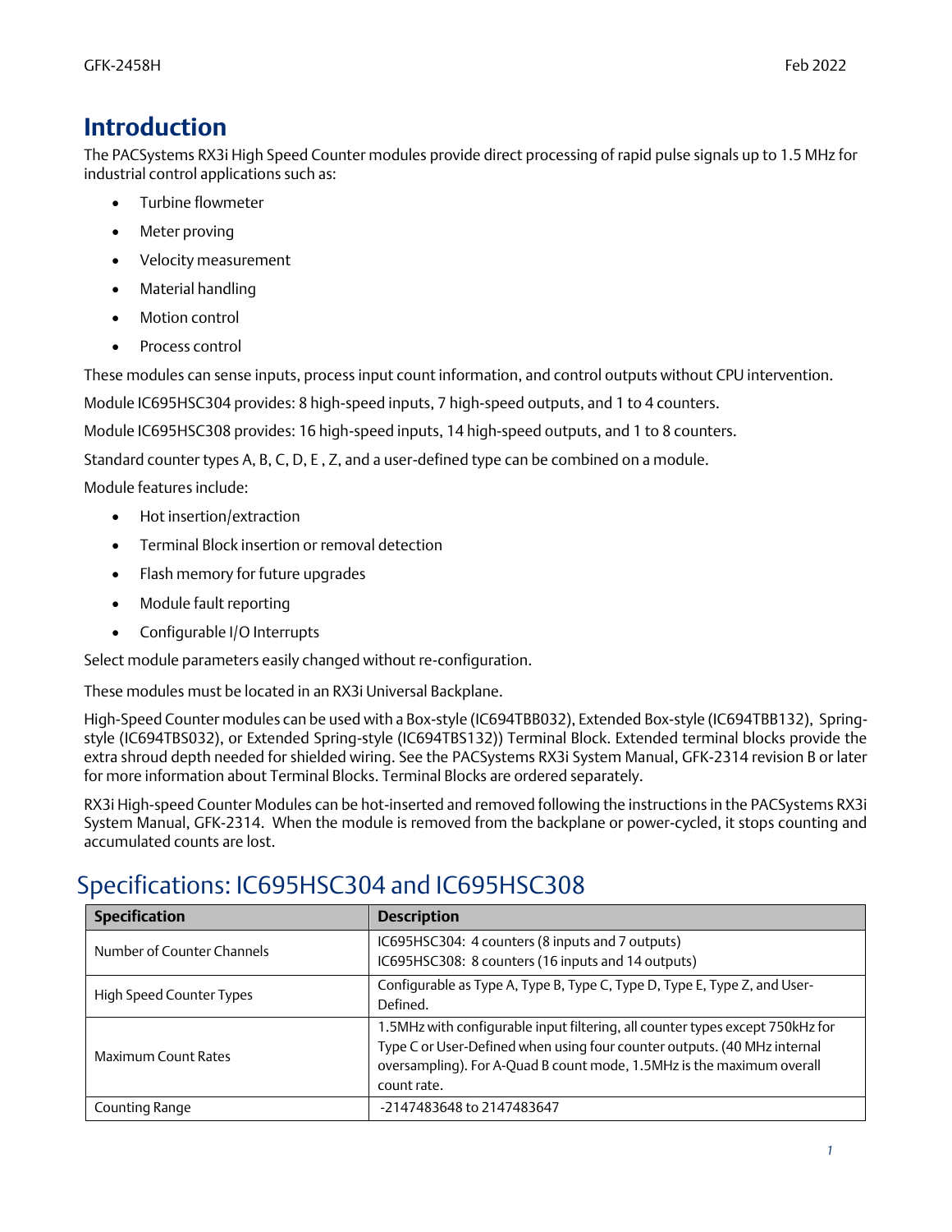# Introduction

The PACSystems RX3i High Speed Counter modules provide direct processing of rapid pulse signals up to 1.5 MHz for industrial control applications such as:

- Turbine flowmeter
- Meter proving
- Velocity measurement
- Material handling
- Motion control
- Process control

These modules can sense inputs, process input count information, and control outputs without CPU intervention.

Module IC695HSC304 provides: 8 high-speed inputs, 7 high-speed outputs, and 1 to 4 counters.

Module IC695HSC308 provides: 16 high-speed inputs, 14 high-speed outputs, and 1 to 8 counters.

Standard counter types A, B, C, D, E , Z, and a user-defined type can be combined on a module.

Module features include:

- Hot insertion/extraction
- Terminal Block insertion or removal detection
- Flash memory for future upgrades
- Module fault reporting
- Configurable I/O Interrupts

Select module parameters easily changed without re-configuration.

These modules must be located in an RX3i Universal Backplane.

High-Speed Counter modules can be used with a Box-style (IC694TBB032), Extended Box-style (IC694TBB132), Spring-style (IC694TBS032), or Extended Spring-style (IC694TBS132)) Terminal Block. Extended terminal blocks provide the extra shroud depth needed for shielded wiring. See the PACSystems RX3i System Manual, GFK-2314 revision B or later for more information about Terminal Blocks. Terminal Blocks are ordered separately.

RX3i High-speed Counter Modules can be hot-inserted and removed following the instructions in the PACSystems RX3i System Manual, GFK-2314. When the module is removed from the backplane or power-cycled, it stops counting and accumulated counts are lost.

## Specifications: IC695HSC304 and IC695HSC308

| Specification | Description |
|---|---|
| Number of Counter Channels | IC695HSC304: 4 counters (8 inputs and 7 outputs)<br>IC695HSC308: 8 counters (16 inputs and 14 outputs) |
| High Speed Counter Types | Configurable as Type A, Type B, Type C, Type D, Type E, Type Z, and User-Defined. |
| Maximum Count Rates | 1.5MHz with configurable input filtering, all counter types except 750kHz for Type C or User-Defined when using four counter outputs. (40 MHz internal oversampling). For A-Quad B count mode, 1.5MHz is the maximum overall count rate. |
| Counting Range | -2147483648 to 2147483647 |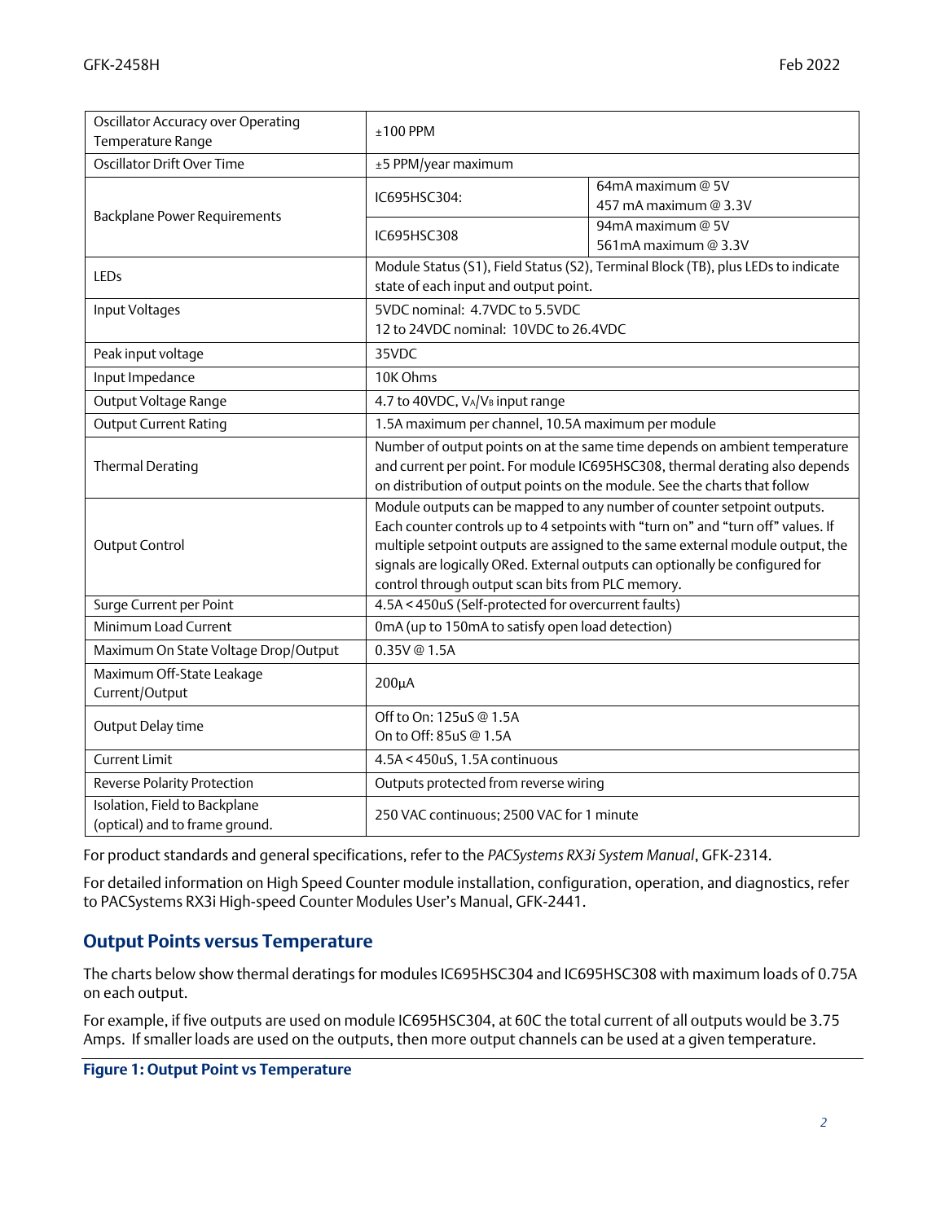| | | |
|---|---|---|
| Oscillator Accuracy over Operating Temperature Range | ±100 PPM | |
| Oscillator Drift Over Time | ±5 PPM/year maximum | |
| Backplane Power Requirements | IC695HSC304: | 64mA maximum @ 5V<br>457 mA maximum @ 3.3V |
| | IC695HSC308 | 94mA maximum @ 5V<br>561mA maximum @ 3.3V |
| LEDs | Module Status (S1), Field Status (S2), Terminal Block (TB), plus LEDs to indicate state of each input and output point. | |
| Input Voltages | 5VDC nominal: 4.7VDC to 5.5VDC<br>12 to 24VDC nominal: 10VDC to 26.4VDC | |
| Peak input voltage | 35VDC | |
| Input Impedance | 10K Ohms | |
| Output Voltage Range | 4.7 to 40VDC, $V_A/V_B$ input range | |
| Output Current Rating | 1.5A maximum per channel, 10.5A maximum per module | |
| Thermal Derating | Number of output points on at the same time depends on ambient temperature and current per point. For module IC695HSC308, thermal derating also depends on distribution of output points on the module. See the charts that follow | |
| Output Control | Module outputs can be mapped to any number of counter setpoint outputs. Each counter controls up to 4 setpoints with "turn on" and "turn off" values. If multiple setpoint outputs are assigned to the same external module output, the signals are logically ORed. External outputs can optionally be configured for control through output scan bits from PLC memory. | |
| Surge Current per Point | 4.5A < 450uS (Self-protected for overcurrent faults) | |
| Minimum Load Current | 0mA (up to 150mA to satisfy open load detection) | |
| Maximum On State Voltage Drop/Output | 0.35V @ 1.5A | |
| Maximum Off-State Leakage Current/Output | 200µA | |
| Output Delay time | Off to On: 125uS @ 1.5A<br>On to Off: 85uS @ 1.5A | |
| Current Limit | 4.5A < 450uS, 1.5A continuous | |
| Reverse Polarity Protection | Outputs protected from reverse wiring | |
| Isolation, Field to Backplane (optical) and to frame ground. | 250 VAC continuous; 2500 VAC for 1 minute | |

For product standards and general specifications, refer to the *PACSystems RX3i System Manual*, GFK-2314.

For detailed information on High Speed Counter module installation, configuration, operation, and diagnostics, refer to PACSystems RX3i High-speed Counter Modules User's Manual, GFK-2441.

## Output Points versus Temperature

The charts below show thermal deratings for modules IC695HSC304 and IC695HSC308 with maximum loads of 0.75A on each output.

For example, if five outputs are used on module IC695HSC304, at 60C the total current of all outputs would be 3.75 Amps. If smaller loads are used on the outputs, then more output channels can be used at a given temperature.

**Figure 1: Output Point vs Temperature**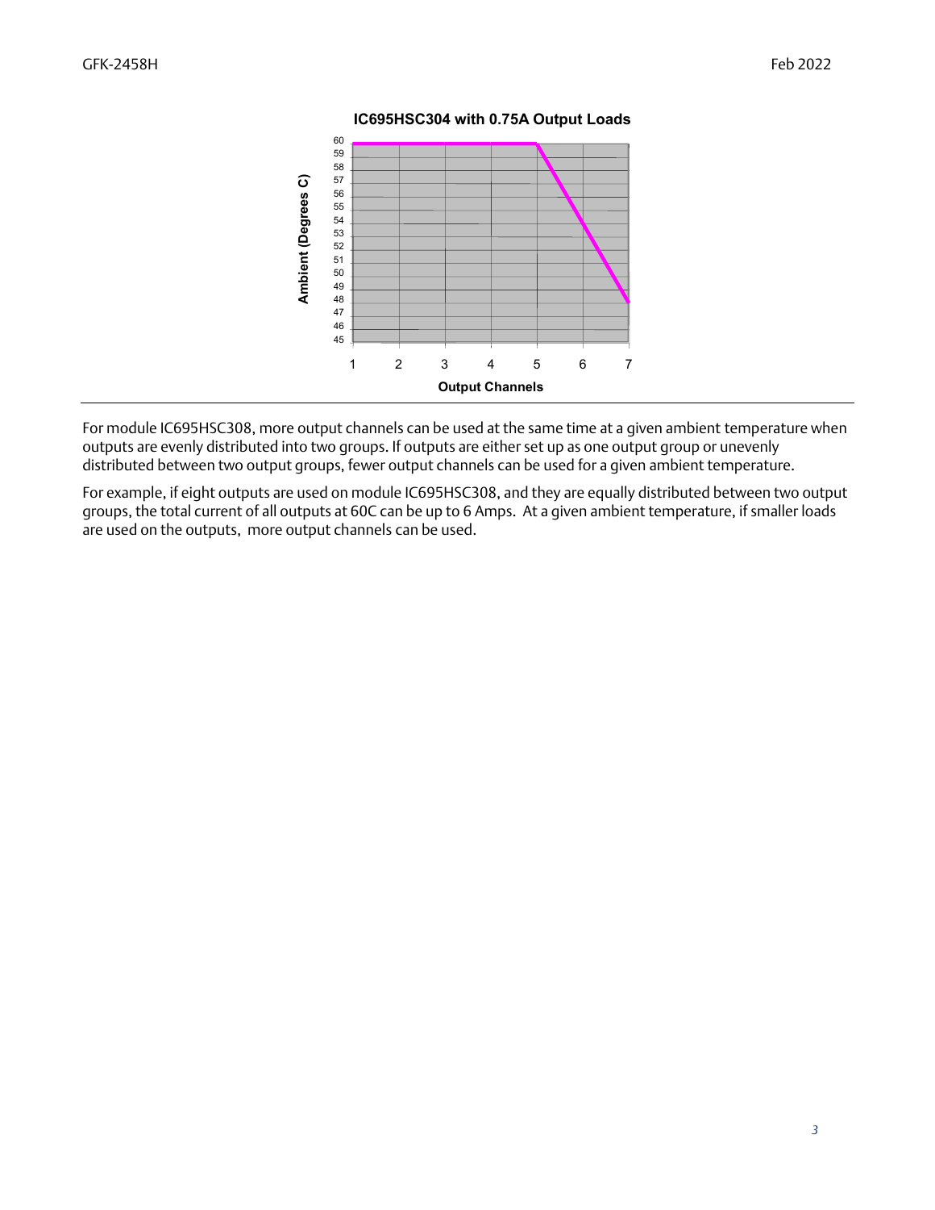**IC695HSC304 with 0.75A Output Loads**

For module IC695HSC308, more output channels can be used at the same time at a given ambient temperature when outputs are evenly distributed into two groups. If outputs are either set up as one output group or unevenly distributed between two output groups, fewer output channels can be used for a given ambient temperature.

For example, if eight outputs are used on module IC695HSC308, and they are equally distributed between two output groups, the total current of all outputs at 60C can be up to 6 Amps. At a given ambient temperature, if smaller loads are used on the outputs, more output channels can be used.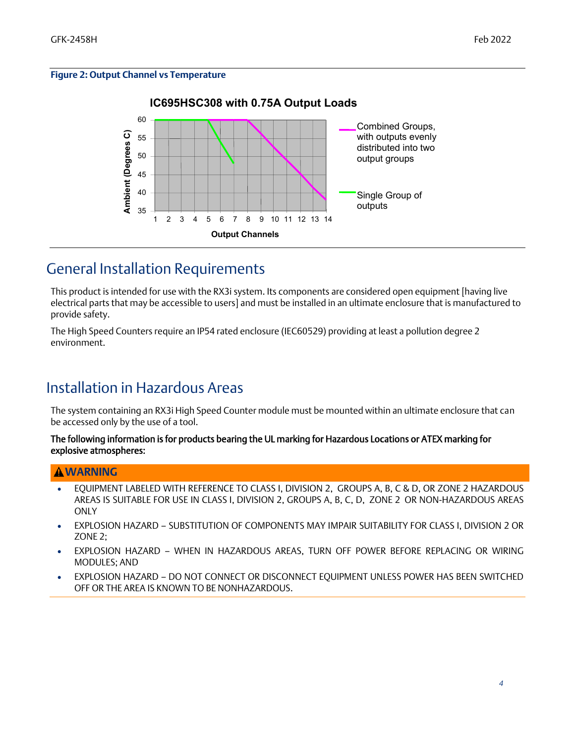**Figure 2: Output Channel vs Temperature**

## General Installation Requirements

This product is intended for use with the RX3i system. Its components are considered open equipment [having live electrical parts that may be accessible to users] and must be installed in an ultimate enclosure that is manufactured to provide safety.

The High Speed Counters require an IP54 rated enclosure (IEC60529) providing at least a pollution degree 2 environment.

## Installation in Hazardous Areas

The system containing an RX3i High Speed Counter module must be mounted within an ultimate enclosure that can be accessed only by the use of a tool.

**The following information is for products bearing the UL marking for Hazardous Locations or ATEX marking for explosive atmospheres:**

**⚠WARNING**

- EQUIPMENT LABELED WITH REFERENCE TO CLASS I, DIVISION 2, GROUPS A, B, C & D, OR ZONE 2 HAZARDOUS AREAS IS SUITABLE FOR USE IN CLASS I, DIVISION 2, GROUPS A, B, C, D, ZONE 2 OR NON-HAZARDOUS AREAS ONLY
- EXPLOSION HAZARD – SUBSTITUTION OF COMPONENTS MAY IMPAIR SUITABILITY FOR CLASS I, DIVISION 2 OR ZONE 2;
- EXPLOSION HAZARD – WHEN IN HAZARDOUS AREAS, TURN OFF POWER BEFORE REPLACING OR WIRING MODULES; AND
- EXPLOSION HAZARD – DO NOT CONNECT OR DISCONNECT EQUIPMENT UNLESS POWER HAS BEEN SWITCHED OFF OR THE AREA IS KNOWN TO BE NONHAZARDOUS.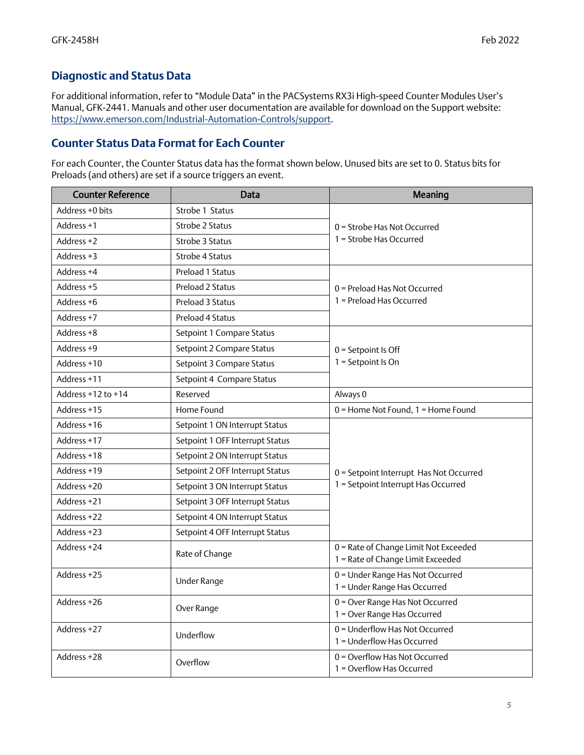## Diagnostic and Status Data

For additional information, refer to "Module Data" in the PACSystems RX3i High-speed Counter Modules User's Manual, GFK-2441. Manuals and other user documentation are available for download on the Support website: https://www.emerson.com/Industrial-Automation-Controls/support.

## Counter Status Data Format for Each Counter

For each Counter, the Counter Status data has the format shown below. Unused bits are set to 0. Status bits for Preloads (and others) are set if a source triggers an event.

| Counter Reference | Data | Meaning |
|---|---|---|
| Address +0 bits | Strobe 1 Status | 0 = Strobe Has Not Occurred<br>1 = Strobe Has Occurred |
| Address +1 | Strobe 2 Status | |
| Address +2 | Strobe 3 Status | |
| Address +3 | Strobe 4 Status | |
| Address +4 | Preload 1 Status | 0 = Preload Has Not Occurred<br>1 = Preload Has Occurred |
| Address +5 | Preload 2 Status | |
| Address +6 | Preload 3 Status | |
| Address +7 | Preload 4 Status | |
| Address +8 | Setpoint 1 Compare Status | 0 = Setpoint Is Off<br>1 = Setpoint Is On |
| Address +9 | Setpoint 2 Compare Status | |
| Address +10 | Setpoint 3 Compare Status | |
| Address +11 | Setpoint 4 Compare Status | |
| Address +12 to +14 | Reserved | Always 0 |
| Address +15 | Home Found | 0 = Home Not Found, 1 = Home Found |
| Address +16 | Setpoint 1 ON Interrupt Status | 0 = Setpoint Interrupt Has Not Occurred<br>1 = Setpoint Interrupt Has Occurred |
| Address +17 | Setpoint 1 OFF Interrupt Status | |
| Address +18 | Setpoint 2 ON Interrupt Status | |
| Address +19 | Setpoint 2 OFF Interrupt Status | |
| Address +20 | Setpoint 3 ON Interrupt Status | |
| Address +21 | Setpoint 3 OFF Interrupt Status | |
| Address +22 | Setpoint 4 ON Interrupt Status | |
| Address +23 | Setpoint 4 OFF Interrupt Status | |
| Address +24 | Rate of Change | 0 = Rate of Change Limit Not Exceeded<br>1 = Rate of Change Limit Exceeded |
| Address +25 | Under Range | 0 = Under Range Has Not Occurred<br>1 = Under Range Has Occurred |
| Address +26 | Over Range | 0 = Over Range Has Not Occurred<br>1 = Over Range Has Occurred |
| Address +27 | Underflow | 0 = Underflow Has Not Occurred<br>1 = Underflow Has Occurred |
| Address +28 | Overflow | 0 = Overflow Has Not Occurred<br>1 = Overflow Has Occurred |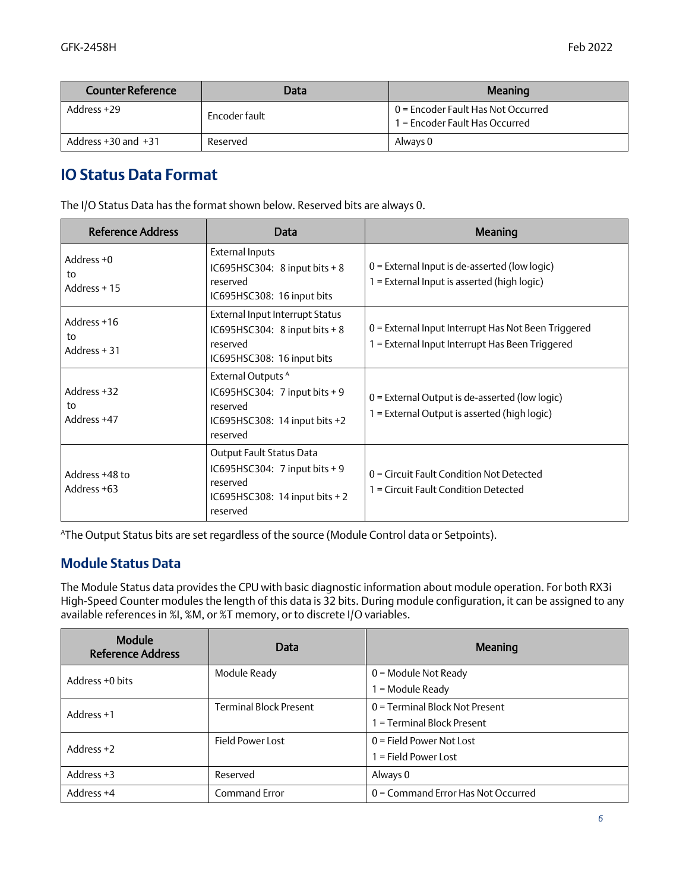| Counter Reference | Data | Meaning |
| --- | --- | --- |
| Address +29 | Encoder fault | 0 = Encoder Fault Has Not Occurred<br>1 = Encoder Fault Has Occurred |
| Address +30 and +31 | Reserved | Always 0 |

## IO Status Data Format

The I/O Status Data has the format shown below. Reserved bits are always 0.

| Reference Address | Data | Meaning |
| --- | --- | --- |
| Address +0<br>to<br>Address + 15 | External Inputs<br>IC695HSC304: 8 input bits + 8 reserved<br>IC695HSC308: 16 input bits | 0 = External Input is de-asserted (low logic)<br>1 = External Input is asserted (high logic) |
| Address +16<br>to<br>Address + 31 | External Input Interrupt Status<br>IC695HSC304: 8 input bits + 8 reserved<br>IC695HSC308: 16 input bits | 0 = External Input Interrupt Has Not Been Triggered<br>1 = External Input Interrupt Has Been Triggered |
| Address +32<br>to<br>Address +47 | External Outputs [A]<br>IC695HSC304: 7 input bits + 9 reserved<br>IC695HSC308: 14 input bits +2 reserved | 0 = External Output is de-asserted (low logic)<br>1 = External Output is asserted (high logic) |
| Address +48 to<br>Address +63 | Output Fault Status Data<br>IC695HSC304: 7 input bits + 9 reserved<br>IC695HSC308: 14 input bits + 2 reserved | 0 = Circuit Fault Condition Not Detected<br>1 = Circuit Fault Condition Detected |

[A]The Output Status bits are set regardless of the source (Module Control data or Setpoints).

### Module Status Data

The Module Status data provides the CPU with basic diagnostic information about module operation. For both RX3i High-Speed Counter modules the length of this data is 32 bits. During module configuration, it can be assigned to any available references in %I, %M, or %T memory, or to discrete I/O variables.

| Module Reference Address | Data | Meaning |
| --- | --- | --- |
| Address +0 bits | Module Ready | 0 = Module Not Ready<br>1 = Module Ready |
| Address +1 | Terminal Block Present | 0 = Terminal Block Not Present<br>1 = Terminal Block Present |
| Address +2 | Field Power Lost | 0 = Field Power Not Lost<br>1 = Field Power Lost |
| Address +3 | Reserved | Always 0 |
| Address +4 | Command Error | 0 = Command Error Has Not Occurred |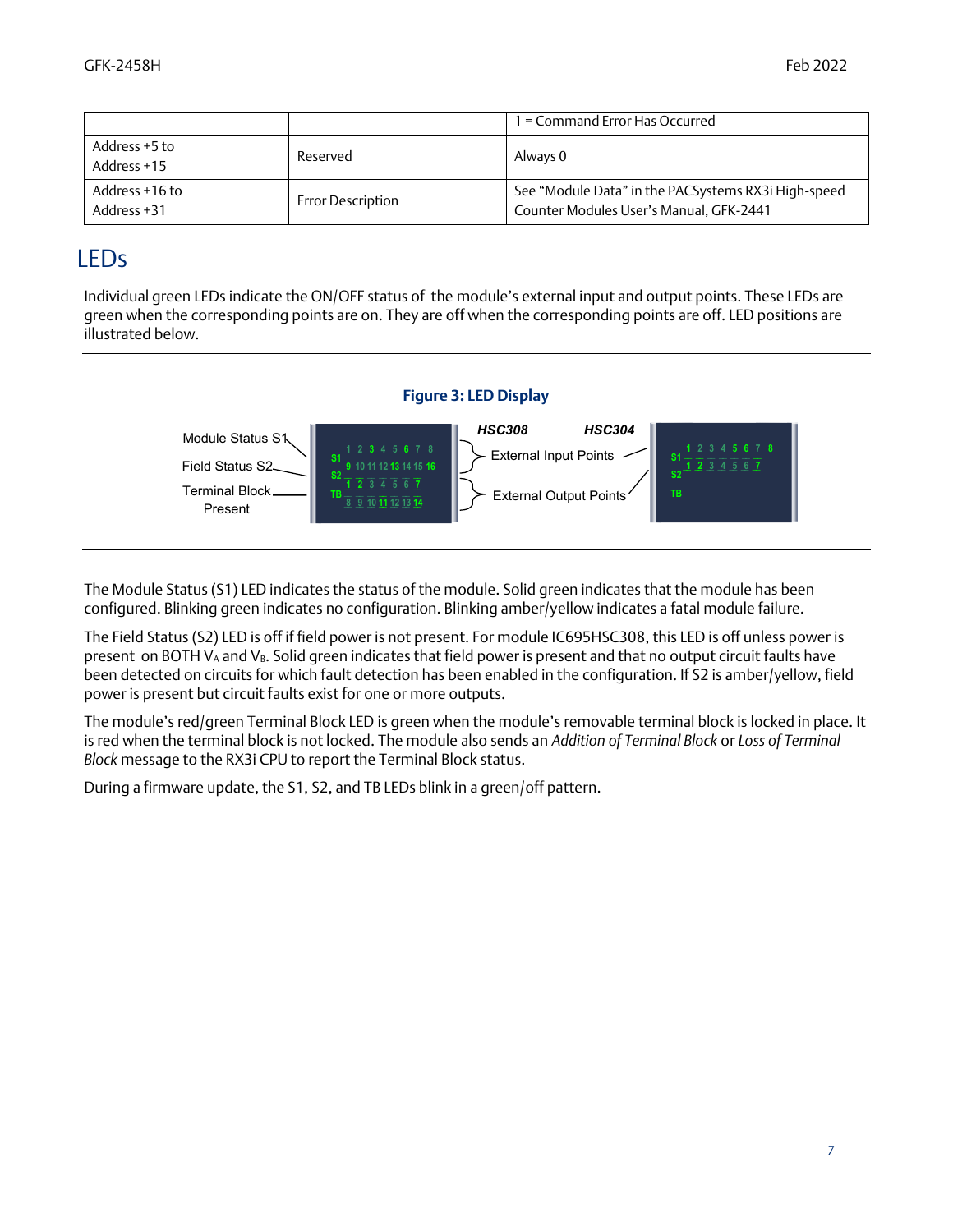| | | 1 = Command Error Has Occurred |
|---|---|---|
| Address +5 to Address +15 | Reserved | Always 0 |
| Address +16 to Address +31 | Error Description | See "Module Data" in the PACSystems RX3i High-speed Counter Modules User's Manual, GFK-2441 |

## LEDs

Individual green LEDs indicate the ON/OFF status of the module's external input and output points. These LEDs are green when the corresponding points are on. They are off when the corresponding points are off. LED positions are illustrated below.

**Figure 3: LED Display**

The Module Status (S1) LED indicates the status of the module. Solid green indicates that the module has been configured. Blinking green indicates no configuration. Blinking amber/yellow indicates a fatal module failure.

The Field Status (S2) LED is off if field power is not present. For module IC695HSC308, this LED is off unless power is present on BOTH $V_A$ and $V_B$. Solid green indicates that field power is present and that no output circuit faults have been detected on circuits for which fault detection has been enabled in the configuration. If S2 is amber/yellow, field power is present but circuit faults exist for one or more outputs.

The module's red/green Terminal Block LED is green when the module's removable terminal block is locked in place. It is red when the terminal block is not locked. The module also sends an *Addition of Terminal Block* or *Loss of Terminal Block* message to the RX3i CPU to report the Terminal Block status.

During a firmware update, the S1, S2, and TB LEDs blink in a green/off pattern.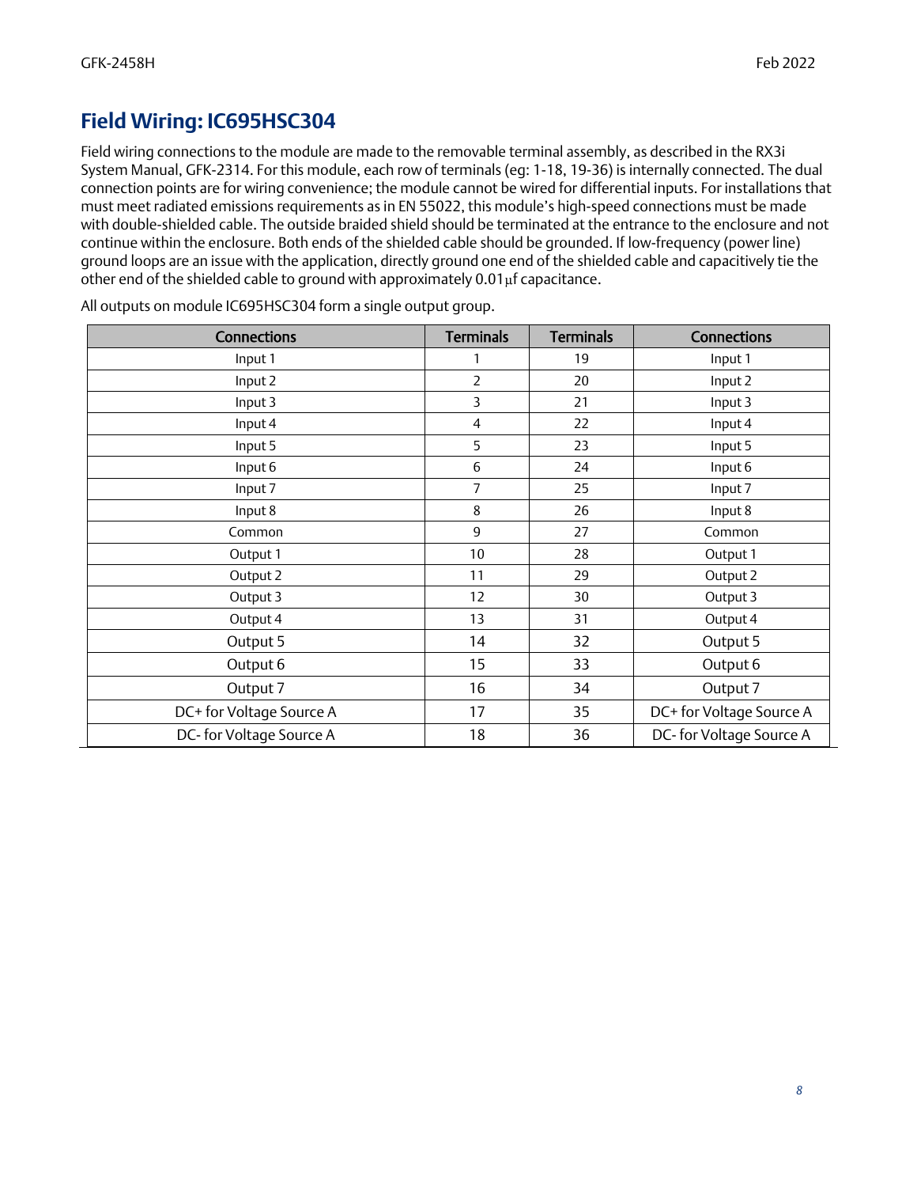## Field Wiring: IC695HSC304

Field wiring connections to the module are made to the removable terminal assembly, as described in the RX3i System Manual, GFK-2314. For this module, each row of terminals (eg: 1-18, 19-36) is internally connected. The dual connection points are for wiring convenience; the module cannot be wired for differential inputs. For installations that must meet radiated emissions requirements as in EN 55022, this module's high-speed connections must be made with double-shielded cable. The outside braided shield should be terminated at the entrance to the enclosure and not continue within the enclosure. Both ends of the shielded cable should be grounded. If low-frequency (power line) ground loops are an issue with the application, directly ground one end of the shielded cable and capacitively tie the other end of the shielded cable to ground with approximately 0.01μf capacitance.

All outputs on module IC695HSC304 form a single output group.

| Connections | Terminals | Terminals | Connections |
|---|---|---|---|
| Input 1 | 1 | 19 | Input 1 |
| Input 2 | 2 | 20 | Input 2 |
| Input 3 | 3 | 21 | Input 3 |
| Input 4 | 4 | 22 | Input 4 |
| Input 5 | 5 | 23 | Input 5 |
| Input 6 | 6 | 24 | Input 6 |
| Input 7 | 7 | 25 | Input 7 |
| Input 8 | 8 | 26 | Input 8 |
| Common | 9 | 27 | Common |
| Output 1 | 10 | 28 | Output 1 |
| Output 2 | 11 | 29 | Output 2 |
| Output 3 | 12 | 30 | Output 3 |
| Output 4 | 13 | 31 | Output 4 |
| Output 5 | 14 | 32 | Output 5 |
| Output 6 | 15 | 33 | Output 6 |
| Output 7 | 16 | 34 | Output 7 |
| DC+ for Voltage Source A | 17 | 35 | DC+ for Voltage Source A |
| DC- for Voltage Source A | 18 | 36 | DC- for Voltage Source A |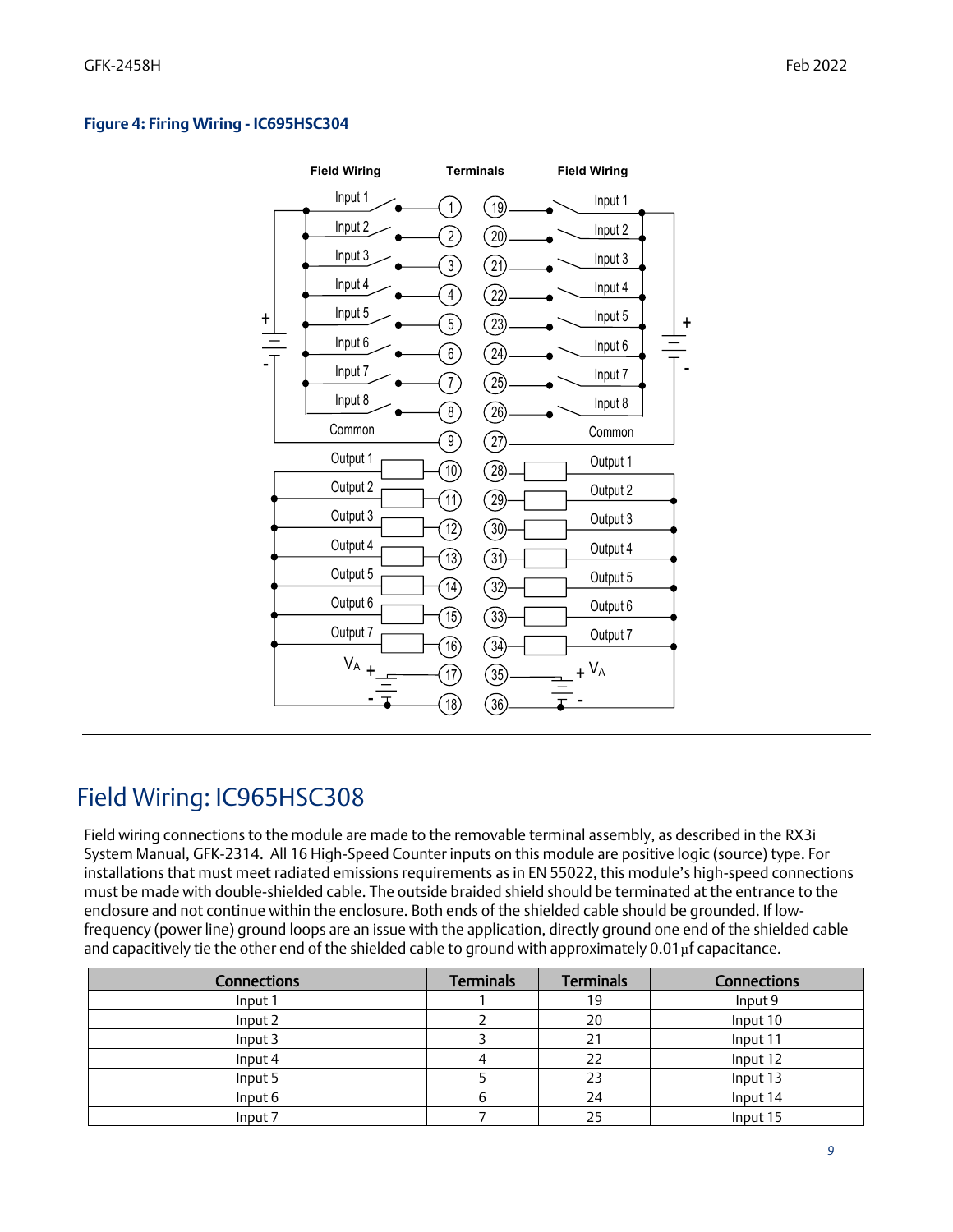**Figure 4: Firing Wiring - IC695HSC304**

## Field Wiring: IC965HSC308

Field wiring connections to the module are made to the removable terminal assembly, as described in the RX3i System Manual, GFK-2314. All 16 High-Speed Counter inputs on this module are positive logic (source) type. For installations that must meet radiated emissions requirements as in EN 55022, this module's high-speed connections must be made with double-shielded cable. The outside braided shield should be terminated at the entrance to the enclosure and not continue within the enclosure. Both ends of the shielded cable should be grounded. If low-frequency (power line) ground loops are an issue with the application, directly ground one end of the shielded cable and capacitively tie the other end of the shielded cable to ground with approximately 0.01µf capacitance.

| Connections | Terminals | Terminals | Connections |
|---|---|---|---|
| Input 1 | 1 | 19 | Input 9 |
| Input 2 | 2 | 20 | Input 10 |
| Input 3 | 3 | 21 | Input 11 |
| Input 4 | 4 | 22 | Input 12 |
| Input 5 | 5 | 23 | Input 13 |
| Input 6 | 6 | 24 | Input 14 |
| Input 7 | 7 | 25 | Input 15 |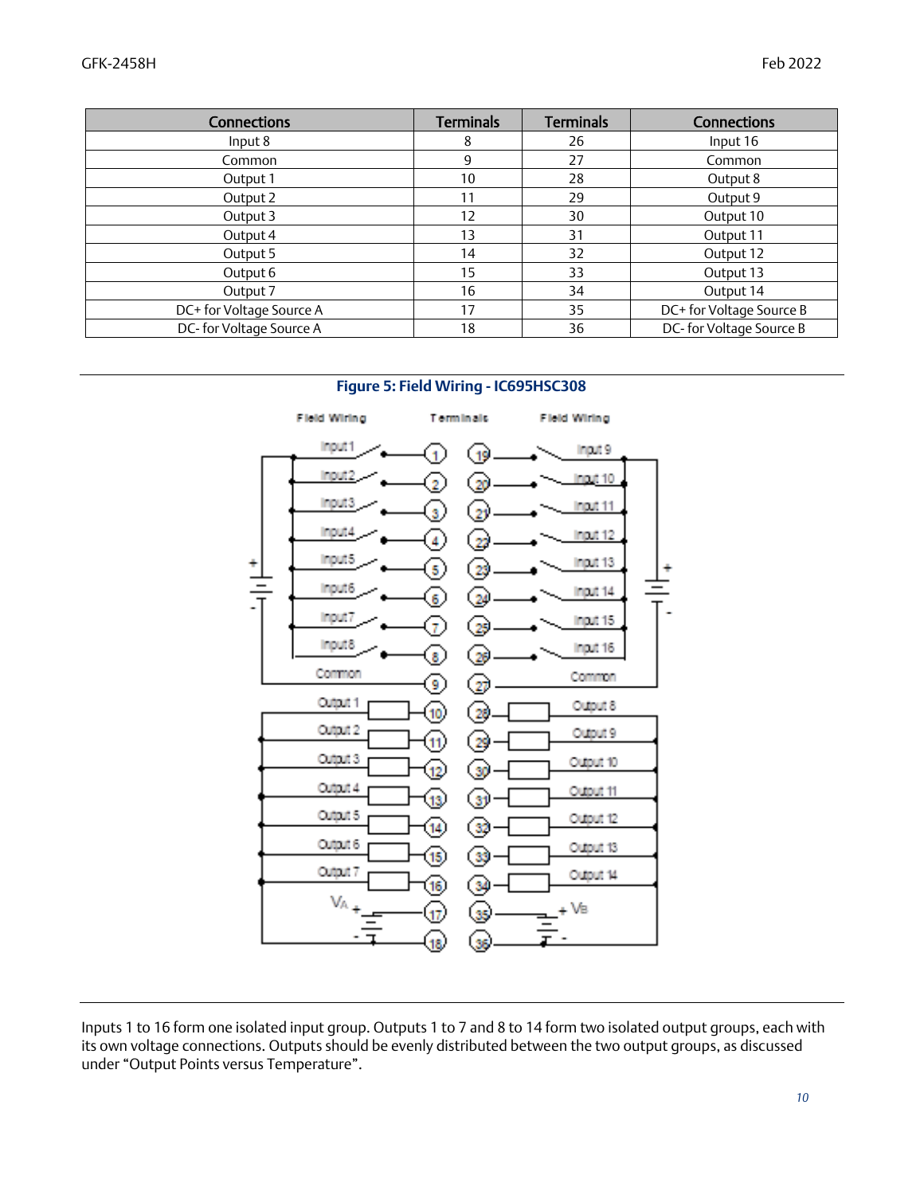| Connections | Terminals | Terminals | Connections |
|---|---|---|---|
| Input 8 | 8 | 26 | Input 16 |
| Common | 9 | 27 | Common |
| Output 1 | 10 | 28 | Output 8 |
| Output 2 | 11 | 29 | Output 9 |
| Output 3 | 12 | 30 | Output 10 |
| Output 4 | 13 | 31 | Output 11 |
| Output 5 | 14 | 32 | Output 12 |
| Output 6 | 15 | 33 | Output 13 |
| Output 7 | 16 | 34 | Output 14 |
| DC+ for Voltage Source A | 17 | 35 | DC+ for Voltage Source B |
| DC- for Voltage Source A | 18 | 36 | DC- for Voltage Source B |

**Figure 5: Field Wiring - IC695HSC308**

Inputs 1 to 16 form one isolated input group. Outputs 1 to 7 and 8 to 14 form two isolated output groups, each with its own voltage connections. Outputs should be evenly distributed between the two output groups, as discussed under "Output Points versus Temperature".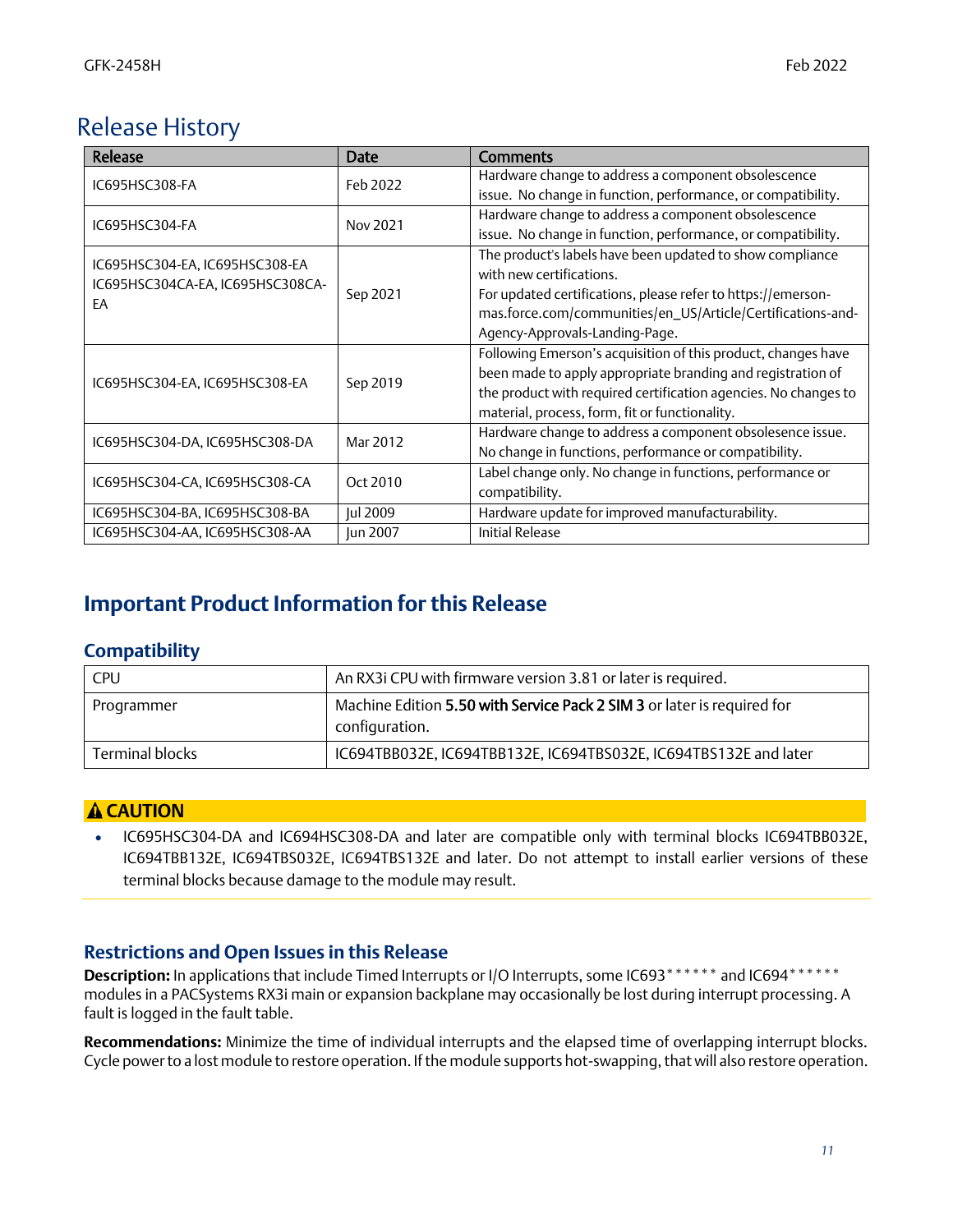## Release History

| Release | Date | Comments |
|---|---|---|
| IC695HSC308-FA | Feb 2022 | Hardware change to address a component obsolescence issue. No change in function, performance, or compatibility. |
| IC695HSC304-FA | Nov 2021 | Hardware change to address a component obsolescence issue. No change in function, performance, or compatibility. |
| IC695HSC304-EA, IC695HSC308-EA IC695HSC304CA-EA, IC695HSC308CA-EA | Sep 2021 | The product's labels have been updated to show compliance with new certifications. For updated certifications, please refer to https://emerson-mas.force.com/communities/en_US/Article/Certifications-and-Agency-Approvals-Landing-Page. |
| IC695HSC304-EA, IC695HSC308-EA | Sep 2019 | Following Emerson's acquisition of this product, changes have been made to apply appropriate branding and registration of the product with required certification agencies. No changes to material, process, form, fit or functionality. |
| IC695HSC304-DA, IC695HSC308-DA | Mar 2012 | Hardware change to address a component obsolesence issue. No change in functions, performance or compatibility. |
| IC695HSC304-CA, IC695HSC308-CA | Oct 2010 | Label change only. No change in functions, performance or compatibility. |
| IC695HSC304-BA, IC695HSC308-BA | Jul 2009 | Hardware update for improved manufacturability. |
| IC695HSC304-AA, IC695HSC308-AA | Jun 2007 | Initial Release |

## Important Product Information for this Release

### Compatibility

| CPU | An RX3i CPU with firmware version 3.81 or later is required. |
|---|---|
| Programmer | Machine Edition **5.50 with Service Pack 2 SIM 3** or later is required for configuration. |
| Terminal blocks | IC694TBB032E, IC694TBB132E, IC694TBS032E, IC694TBS132E and later |

**⚠ CAUTION**

- IC695HSC304-DA and IC694HSC308-DA and later are compatible only with terminal blocks IC694TBB032E, IC694TBB132E, IC694TBS032E, IC694TBS132E and later. Do not attempt to install earlier versions of these terminal blocks because damage to the module may result.

### Restrictions and Open Issues in this Release

**Description:** In applications that include Timed Interrupts or I/O Interrupts, some IC693****** and IC694****** modules in a PACSystems RX3i main or expansion backplane may occasionally be lost during interrupt processing. A fault is logged in the fault table.

**Recommendations:** Minimize the time of individual interrupts and the elapsed time of overlapping interrupt blocks. Cycle power to a lost module to restore operation. If the module supports hot-swapping, that will also restore operation.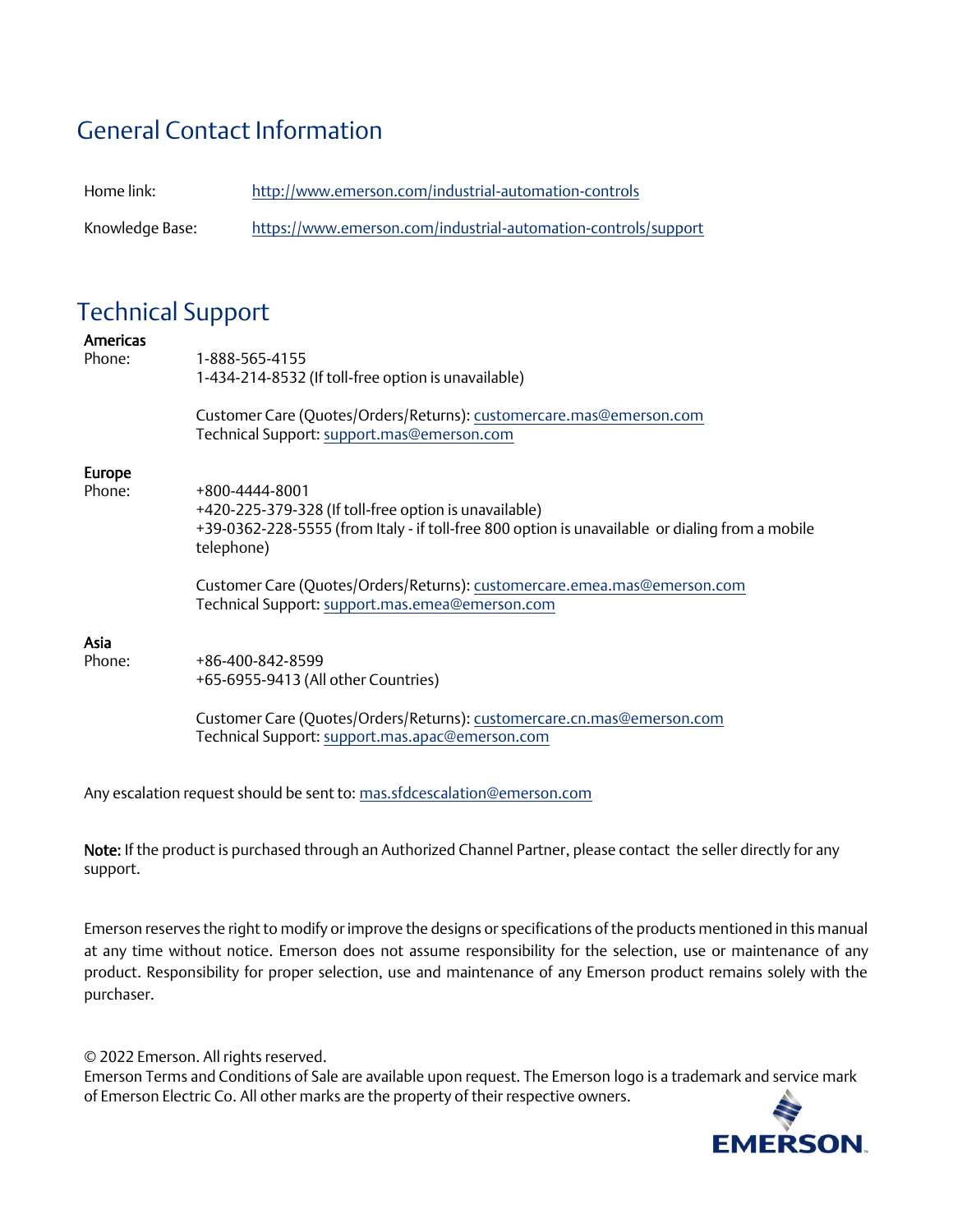## General Contact Information

Home link: http://www.emerson.com/industrial-automation-controls

Knowledge Base: https://www.emerson.com/industrial-automation-controls/support

## Technical Support

**Americas**

Phone: 1-888-565-4155
1-434-214-8532 (If toll-free option is unavailable)

Customer Care (Quotes/Orders/Returns): customercare.mas@emerson.com
Technical Support: support.mas@emerson.com

**Europe**

Phone: +800-4444-8001
+420-225-379-328 (If toll-free option is unavailable)
+39-0362-228-5555 (from Italy - if toll-free 800 option is unavailable or dialing from a mobile telephone)

Customer Care (Quotes/Orders/Returns): customercare.emea.mas@emerson.com
Technical Support: support.mas.emea@emerson.com

**Asia**

Phone: +86-400-842-8599
+65-6955-9413 (All other Countries)

Customer Care (Quotes/Orders/Returns): customercare.cn.mas@emerson.com
Technical Support: support.mas.apac@emerson.com

Any escalation request should be sent to: mas.sfdcescalation@emerson.com

**Note:** If the product is purchased through an Authorized Channel Partner, please contact the seller directly for any support.

Emerson reserves the right to modify or improve the designs or specifications of the products mentioned in this manual at any time without notice. Emerson does not assume responsibility for the selection, use or maintenance of any product. Responsibility for proper selection, use and maintenance of any Emerson product remains solely with the purchaser.

© 2022 Emerson. All rights reserved.
Emerson Terms and Conditions of Sale are available upon request. The Emerson logo is a trademark and service mark of Emerson Electric Co. All other marks are the property of their respective owners.

EMERSON.